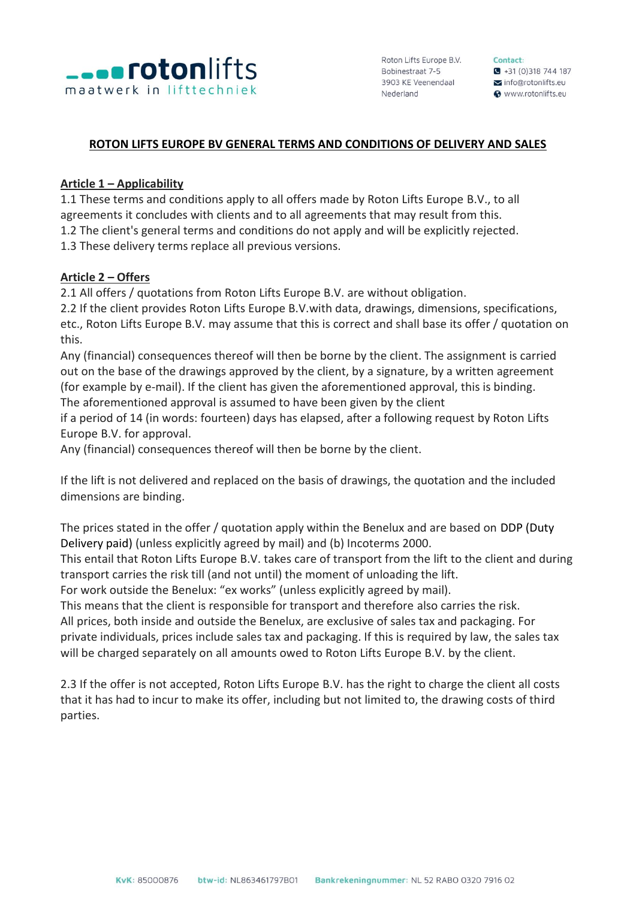# ROTON LIFTS EUROPE BV GENERAL TERMS AND CONDITIONS OF DELIVERY AND SALES

## Article 1 – Applicability

1.1 These terms and conditions apply to all offers made by Roton Lifts Europe B.V., to all agreements it concludes with clients and to all agreements that may result from this.
1.2 The client's general terms and conditions do not apply and will be explicitly rejected.
1.3 These delivery terms replace all previous versions.

## Article 2 – Offers

2.1 All offers / quotations from Roton Lifts Europe B.V. are without obligation.
2.2 If the client provides Roton Lifts Europe B.V.with data, drawings, dimensions, specifications, etc., Roton Lifts Europe B.V. may assume that this is correct and shall base its offer / quotation on this.
Any (financial) consequences thereof will then be borne by the client. The assignment is carried out on the base of the drawings approved by the client, by a signature, by a written agreement (for example by e-mail). If the client has given the aforementioned approval, this is binding.
The aforementioned approval is assumed to have been given by the client
if a period of 14 (in words: fourteen) days has elapsed, after a following request by Roton Lifts Europe B.V. for approval.
Any (financial) consequences thereof will then be borne by the client.

If the lift is not delivered and replaced on the basis of drawings, the quotation and the included dimensions are binding.

The prices stated in the offer / quotation apply within the Benelux and are based on DDP (Duty Delivery paid) (unless explicitly agreed by mail) and (b) Incoterms 2000.
This entail that Roton Lifts Europe B.V. takes care of transport from the lift to the client and during transport carries the risk till (and not until) the moment of unloading the lift.
For work outside the Benelux: "ex works" (unless explicitly agreed by mail).
This means that the client is responsible for transport and therefore also carries the risk.
All prices, both inside and outside the Benelux, are exclusive of sales tax and packaging. For private individuals, prices include sales tax and packaging. If this is required by law, the sales tax will be charged separately on all amounts owed to Roton Lifts Europe B.V. by the client.

2.3 If the offer is not accepted, Roton Lifts Europe B.V. has the right to charge the client all costs that it has had to incur to make its offer, including but not limited to, the drawing costs of third parties.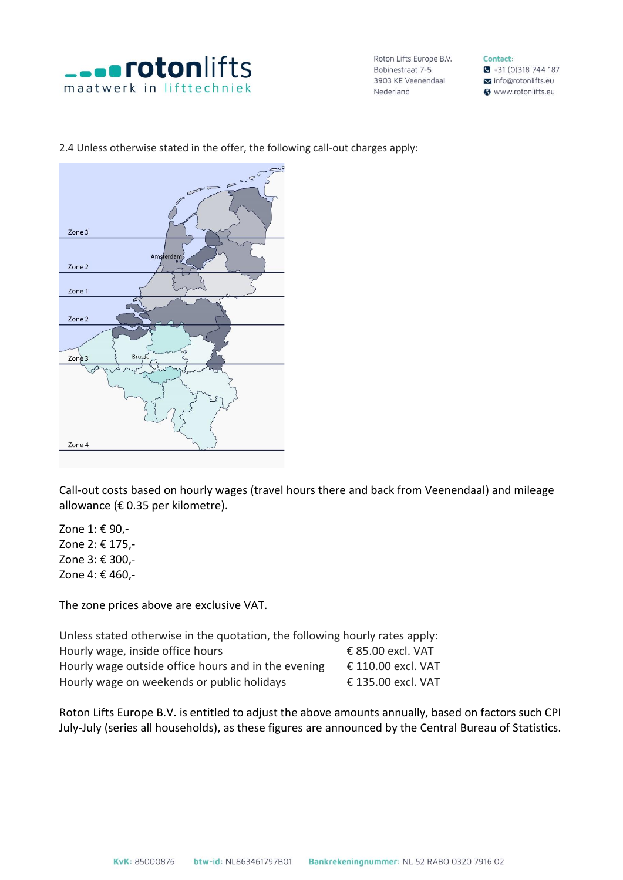2.4 Unless otherwise stated in the offer, the following call-out charges apply:

Call-out costs based on hourly wages (travel hours there and back from Veenendaal) and mileage allowance (€ 0.35 per kilometre).

Zone 1: € 90,-
Zone 2: € 175,-
Zone 3: € 300,-
Zone 4: € 460,-

The zone prices above are exclusive VAT.

Unless stated otherwise in the quotation, the following hourly rates apply:

| | |
|---|---|
| Hourly wage, inside office hours | € 85.00 excl. VAT |
| Hourly wage outside office hours and in the evening | € 110.00 excl. VAT |
| Hourly wage on weekends or public holidays | € 135.00 excl. VAT |

Roton Lifts Europe B.V. is entitled to adjust the above amounts annually, based on factors such CPI July-July (series all households), as these figures are announced by the Central Bureau of Statistics.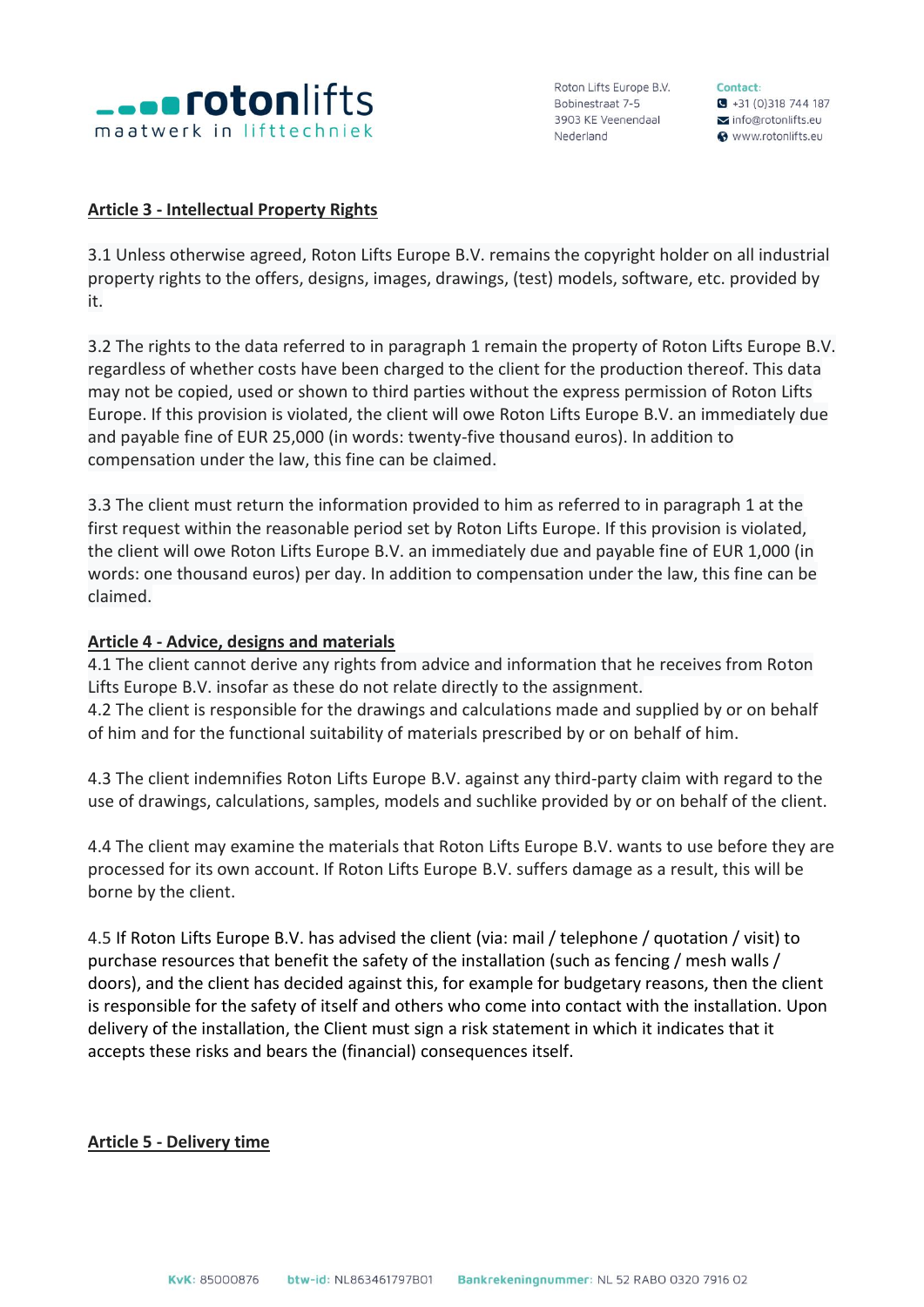**Article 3 - Intellectual Property Rights**

3.1 Unless otherwise agreed, Roton Lifts Europe B.V. remains the copyright holder on all industrial property rights to the offers, designs, images, drawings, (test) models, software, etc. provided by it.

3.2 The rights to the data referred to in paragraph 1 remain the property of Roton Lifts Europe B.V. regardless of whether costs have been charged to the client for the production thereof. This data may not be copied, used or shown to third parties without the express permission of Roton Lifts Europe. If this provision is violated, the client will owe Roton Lifts Europe B.V. an immediately due and payable fine of EUR 25,000 (in words: twenty-five thousand euros). In addition to compensation under the law, this fine can be claimed.

3.3 The client must return the information provided to him as referred to in paragraph 1 at the first request within the reasonable period set by Roton Lifts Europe. If this provision is violated, the client will owe Roton Lifts Europe B.V. an immediately due and payable fine of EUR 1,000 (in words: one thousand euros) per day. In addition to compensation under the law, this fine can be claimed.

**Article 4 - Advice, designs and materials**

4.1 The client cannot derive any rights from advice and information that he receives from Roton Lifts Europe B.V. insofar as these do not relate directly to the assignment.
4.2 The client is responsible for the drawings and calculations made and supplied by or on behalf of him and for the functional suitability of materials prescribed by or on behalf of him.

4.3 The client indemnifies Roton Lifts Europe B.V. against any third-party claim with regard to the use of drawings, calculations, samples, models and suchlike provided by or on behalf of the client.

4.4 The client may examine the materials that Roton Lifts Europe B.V. wants to use before they are processed for its own account. If Roton Lifts Europe B.V. suffers damage as a result, this will be borne by the client.

4.5 If Roton Lifts Europe B.V. has advised the client (via: mail / telephone / quotation / visit) to purchase resources that benefit the safety of the installation (such as fencing / mesh walls / doors), and the client has decided against this, for example for budgetary reasons, then the client is responsible for the safety of itself and others who come into contact with the installation. Upon delivery of the installation, the Client must sign a risk statement in which it indicates that it accepts these risks and bears the (financial) consequences itself.

**Article 5 - Delivery time**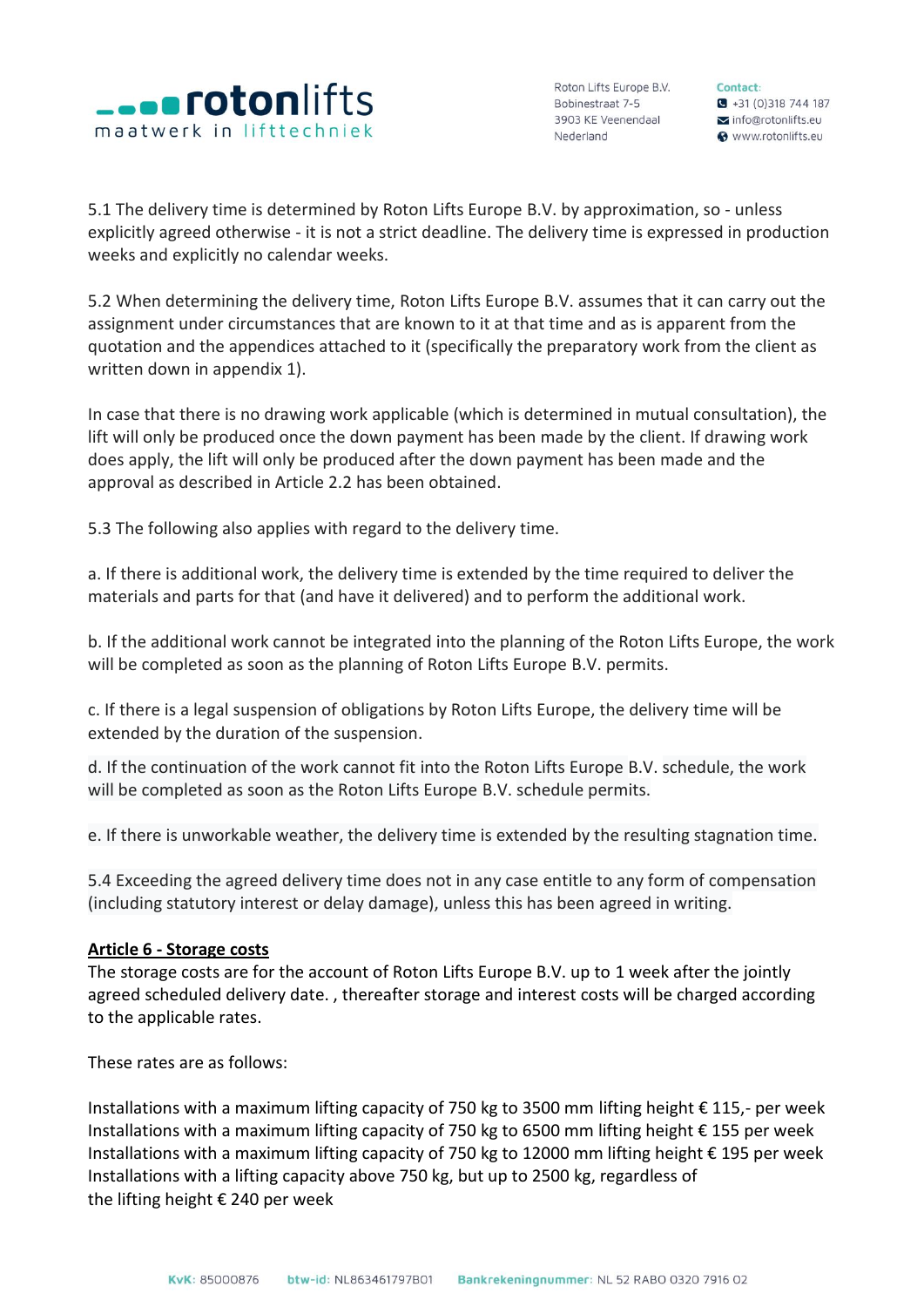5.1 The delivery time is determined by Roton Lifts Europe B.V. by approximation, so - unless explicitly agreed otherwise - it is not a strict deadline. The delivery time is expressed in production weeks and explicitly no calendar weeks.

5.2 When determining the delivery time, Roton Lifts Europe B.V. assumes that it can carry out the assignment under circumstances that are known to it at that time and as is apparent from the quotation and the appendices attached to it (specifically the preparatory work from the client as written down in appendix 1).

In case that there is no drawing work applicable (which is determined in mutual consultation), the lift will only be produced once the down payment has been made by the client. If drawing work does apply, the lift will only be produced after the down payment has been made and the approval as described in Article 2.2 has been obtained.

5.3 The following also applies with regard to the delivery time.

a. If there is additional work, the delivery time is extended by the time required to deliver the materials and parts for that (and have it delivered) and to perform the additional work.

b. If the additional work cannot be integrated into the planning of the Roton Lifts Europe, the work will be completed as soon as the planning of Roton Lifts Europe B.V. permits.

c. If there is a legal suspension of obligations by Roton Lifts Europe, the delivery time will be extended by the duration of the suspension.

d. If the continuation of the work cannot fit into the Roton Lifts Europe B.V. schedule, the work will be completed as soon as the Roton Lifts Europe B.V. schedule permits.

e. If there is unworkable weather, the delivery time is extended by the resulting stagnation time.

5.4 Exceeding the agreed delivery time does not in any case entitle to any form of compensation (including statutory interest or delay damage), unless this has been agreed in writing.

**Article 6 - Storage costs**

The storage costs are for the account of Roton Lifts Europe B.V. up to 1 week after the jointly agreed scheduled delivery date. , thereafter storage and interest costs will be charged according to the applicable rates.

These rates are as follows:

Installations with a maximum lifting capacity of 750 kg to 3500 mm lifting height € 115,- per week
Installations with a maximum lifting capacity of 750 kg to 6500 mm lifting height € 155 per week
Installations with a maximum lifting capacity of 750 kg to 12000 mm lifting height € 195 per week
Installations with a lifting capacity above 750 kg, but up to 2500 kg, regardless of the lifting height € 240 per week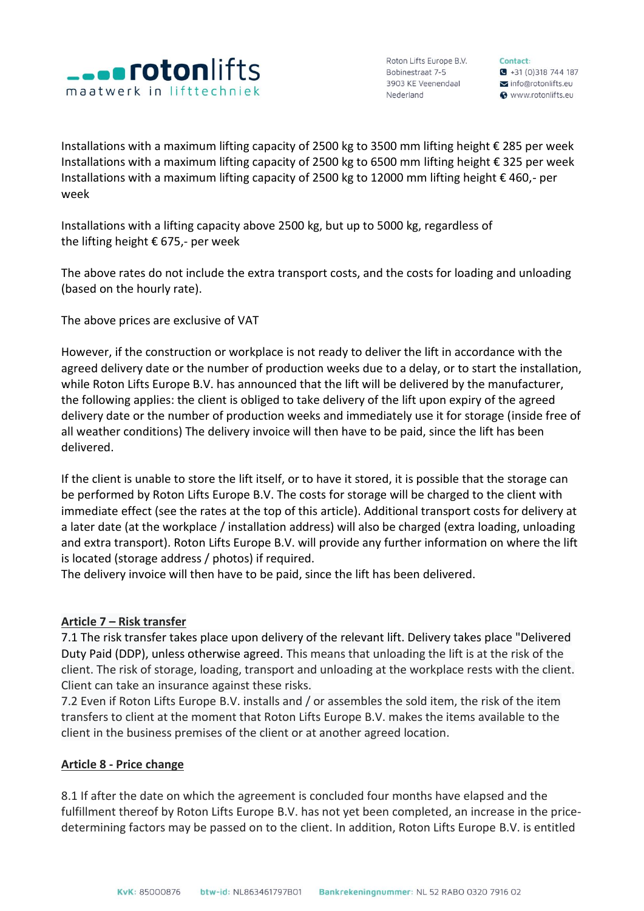Installations with a maximum lifting capacity of 2500 kg to 3500 mm lifting height € 285 per week
Installations with a maximum lifting capacity of 2500 kg to 6500 mm lifting height € 325 per week
Installations with a maximum lifting capacity of 2500 kg to 12000 mm lifting height € 460,- per week

Installations with a lifting capacity above 2500 kg, but up to 5000 kg, regardless of the lifting height € 675,- per week

The above rates do not include the extra transport costs, and the costs for loading and unloading (based on the hourly rate).

The above prices are exclusive of VAT

However, if the construction or workplace is not ready to deliver the lift in accordance with the agreed delivery date or the number of production weeks due to a delay, or to start the installation, while Roton Lifts Europe B.V. has announced that the lift will be delivered by the manufacturer, the following applies: the client is obliged to take delivery of the lift upon expiry of the agreed delivery date or the number of production weeks and immediately use it for storage (inside free of all weather conditions) The delivery invoice will then have to be paid, since the lift has been delivered.

If the client is unable to store the lift itself, or to have it stored, it is possible that the storage can be performed by Roton Lifts Europe B.V. The costs for storage will be charged to the client with immediate effect (see the rates at the top of this article). Additional transport costs for delivery at a later date (at the workplace / installation address) will also be charged (extra loading, unloading and extra transport). Roton Lifts Europe B.V. will provide any further information on where the lift is located (storage address / photos) if required.
The delivery invoice will then have to be paid, since the lift has been delivered.

## Article 7 – Risk transfer

7.1 The risk transfer takes place upon delivery of the relevant lift. Delivery takes place "Delivered Duty Paid (DDP), unless otherwise agreed. This means that unloading the lift is at the risk of the client. The risk of storage, loading, transport and unloading at the workplace rests with the client. Client can take an insurance against these risks.
7.2 Even if Roton Lifts Europe B.V. installs and / or assembles the sold item, the risk of the item transfers to client at the moment that Roton Lifts Europe B.V. makes the items available to the client in the business premises of the client or at another agreed location.

## Article 8 - Price change

8.1 If after the date on which the agreement is concluded four months have elapsed and the fulfillment thereof by Roton Lifts Europe B.V. has not yet been completed, an increase in the price-determining factors may be passed on to the client. In addition, Roton Lifts Europe B.V. is entitled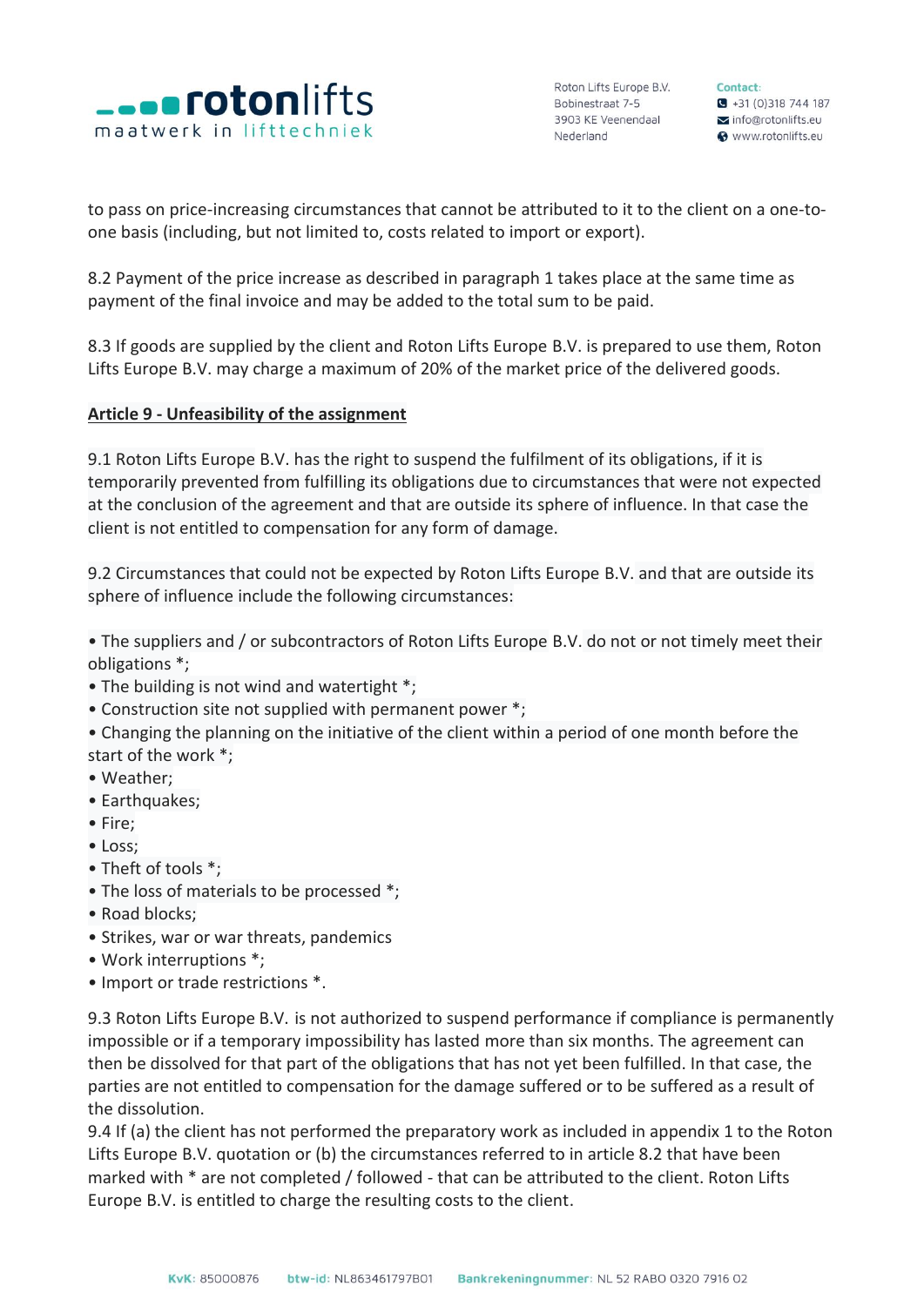to pass on price-increasing circumstances that cannot be attributed to it to the client on a one-to-one basis (including, but not limited to, costs related to import or export).

8.2 Payment of the price increase as described in paragraph 1 takes place at the same time as payment of the final invoice and may be added to the total sum to be paid.

8.3 If goods are supplied by the client and Roton Lifts Europe B.V. is prepared to use them, Roton Lifts Europe B.V. may charge a maximum of 20% of the market price of the delivered goods.

**Article 9 - Unfeasibility of the assignment**

9.1 Roton Lifts Europe B.V. has the right to suspend the fulfilment of its obligations, if it is temporarily prevented from fulfilling its obligations due to circumstances that were not expected at the conclusion of the agreement and that are outside its sphere of influence. In that case the client is not entitled to compensation for any form of damage.

9.2 Circumstances that could not be expected by Roton Lifts Europe B.V. and that are outside its sphere of influence include the following circumstances:

- The suppliers and / or subcontractors of Roton Lifts Europe B.V. do not or not timely meet their obligations *;
- The building is not wind and watertight *;
- Construction site not supplied with permanent power *;
- Changing the planning on the initiative of the client within a period of one month before the start of the work *;
- Weather;
- Earthquakes;
- Fire;
- Loss;
- Theft of tools *;
- The loss of materials to be processed *;
- Road blocks;
- Strikes, war or war threats, pandemics
- Work interruptions *;
- Import or trade restrictions *.

9.3 Roton Lifts Europe B.V. is not authorized to suspend performance if compliance is permanently impossible or if a temporary impossibility has lasted more than six months. The agreement can then be dissolved for that part of the obligations that has not yet been fulfilled. In that case, the parties are not entitled to compensation for the damage suffered or to be suffered as a result of the dissolution.

9.4 If (a) the client has not performed the preparatory work as included in appendix 1 to the Roton Lifts Europe B.V. quotation or (b) the circumstances referred to in article 8.2 that have been marked with * are not completed / followed - that can be attributed to the client. Roton Lifts Europe B.V. is entitled to charge the resulting costs to the client.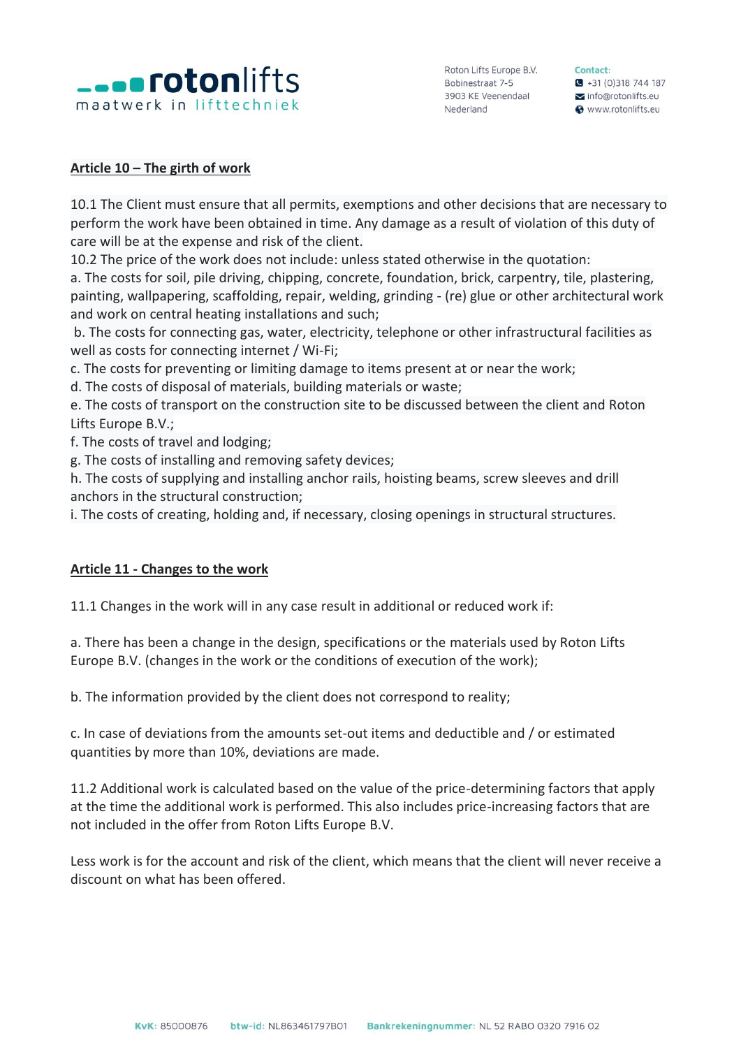## Article 10 – The girth of work

10.1 The Client must ensure that all permits, exemptions and other decisions that are necessary to perform the work have been obtained in time. Any damage as a result of violation of this duty of care will be at the expense and risk of the client.

10.2 The price of the work does not include: unless stated otherwise in the quotation:

a. The costs for soil, pile driving, chipping, concrete, foundation, brick, carpentry, tile, plastering, painting, wallpapering, scaffolding, repair, welding, grinding - (re) glue or other architectural work and work on central heating installations and such;

b. The costs for connecting gas, water, electricity, telephone or other infrastructural facilities as well as costs for connecting internet / Wi-Fi;

c. The costs for preventing or limiting damage to items present at or near the work;

d. The costs of disposal of materials, building materials or waste;

e. The costs of transport on the construction site to be discussed between the client and Roton Lifts Europe B.V.;

f. The costs of travel and lodging;

g. The costs of installing and removing safety devices;

h. The costs of supplying and installing anchor rails, hoisting beams, screw sleeves and drill anchors in the structural construction;

i. The costs of creating, holding and, if necessary, closing openings in structural structures.

## Article 11 - Changes to the work

11.1 Changes in the work will in any case result in additional or reduced work if:

a. There has been a change in the design, specifications or the materials used by Roton Lifts Europe B.V. (changes in the work or the conditions of execution of the work);

b. The information provided by the client does not correspond to reality;

c. In case of deviations from the amounts set-out items and deductible and / or estimated quantities by more than 10%, deviations are made.

11.2 Additional work is calculated based on the value of the price-determining factors that apply at the time the additional work is performed. This also includes price-increasing factors that are not included in the offer from Roton Lifts Europe B.V.

Less work is for the account and risk of the client, which means that the client will never receive a discount on what has been offered.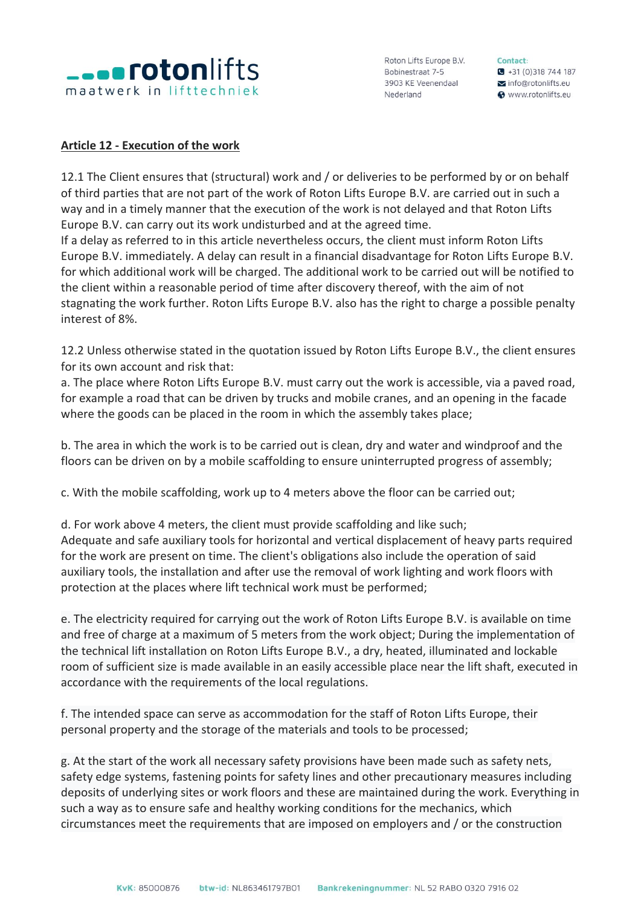## Article 12 - Execution of the work

12.1 The Client ensures that (structural) work and / or deliveries to be performed by or on behalf of third parties that are not part of the work of Roton Lifts Europe B.V. are carried out in such a way and in a timely manner that the execution of the work is not delayed and that Roton Lifts Europe B.V. can carry out its work undisturbed and at the agreed time.
If a delay as referred to in this article nevertheless occurs, the client must inform Roton Lifts Europe B.V. immediately. A delay can result in a financial disadvantage for Roton Lifts Europe B.V. for which additional work will be charged. The additional work to be carried out will be notified to the client within a reasonable period of time after discovery thereof, with the aim of not stagnating the work further. Roton Lifts Europe B.V. also has the right to charge a possible penalty interest of 8%.

12.2 Unless otherwise stated in the quotation issued by Roton Lifts Europe B.V., the client ensures for its own account and risk that:
a. The place where Roton Lifts Europe B.V. must carry out the work is accessible, via a paved road, for example a road that can be driven by trucks and mobile cranes, and an opening in the facade where the goods can be placed in the room in which the assembly takes place;

b. The area in which the work is to be carried out is clean, dry and water and windproof and the floors can be driven on by a mobile scaffolding to ensure uninterrupted progress of assembly;

c. With the mobile scaffolding, work up to 4 meters above the floor can be carried out;

d. For work above 4 meters, the client must provide scaffolding and like such;
Adequate and safe auxiliary tools for horizontal and vertical displacement of heavy parts required for the work are present on time. The client's obligations also include the operation of said auxiliary tools, the installation and after use the removal of work lighting and work floors with protection at the places where lift technical work must be performed;

e. The electricity required for carrying out the work of Roton Lifts Europe B.V. is available on time and free of charge at a maximum of 5 meters from the work object; During the implementation of the technical lift installation on Roton Lifts Europe B.V., a dry, heated, illuminated and lockable room of sufficient size is made available in an easily accessible place near the lift shaft, executed in accordance with the requirements of the local regulations.

f. The intended space can serve as accommodation for the staff of Roton Lifts Europe, their personal property and the storage of the materials and tools to be processed;

g. At the start of the work all necessary safety provisions have been made such as safety nets, safety edge systems, fastening points for safety lines and other precautionary measures including deposits of underlying sites or work floors and these are maintained during the work. Everything in such a way as to ensure safe and healthy working conditions for the mechanics, which circumstances meet the requirements that are imposed on employers and / or the construction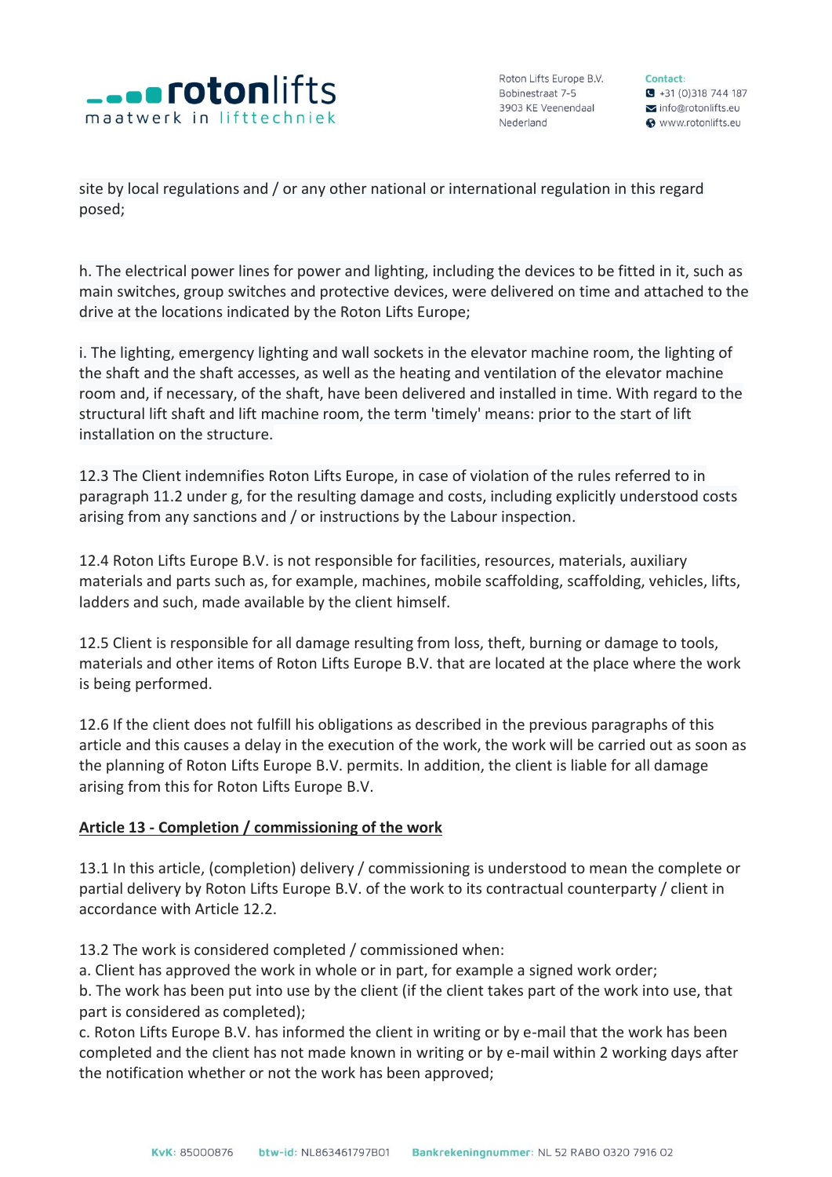site by local regulations and / or any other national or international regulation in this regard posed;

h. The electrical power lines for power and lighting, including the devices to be fitted in it, such as main switches, group switches and protective devices, were delivered on time and attached to the drive at the locations indicated by the Roton Lifts Europe;

i. The lighting, emergency lighting and wall sockets in the elevator machine room, the lighting of the shaft and the shaft accesses, as well as the heating and ventilation of the elevator machine room and, if necessary, of the shaft, have been delivered and installed in time. With regard to the structural lift shaft and lift machine room, the term 'timely' means: prior to the start of lift installation on the structure.

12.3 The Client indemnifies Roton Lifts Europe, in case of violation of the rules referred to in paragraph 11.2 under g, for the resulting damage and costs, including explicitly understood costs arising from any sanctions and / or instructions by the Labour inspection.

12.4 Roton Lifts Europe B.V. is not responsible for facilities, resources, materials, auxiliary materials and parts such as, for example, machines, mobile scaffolding, scaffolding, vehicles, lifts, ladders and such, made available by the client himself.

12.5 Client is responsible for all damage resulting from loss, theft, burning or damage to tools, materials and other items of Roton Lifts Europe B.V. that are located at the place where the work is being performed.

12.6 If the client does not fulfill his obligations as described in the previous paragraphs of this article and this causes a delay in the execution of the work, the work will be carried out as soon as the planning of Roton Lifts Europe B.V. permits. In addition, the client is liable for all damage arising from this for Roton Lifts Europe B.V.

## Article 13 - Completion / commissioning of the work

13.1 In this article, (completion) delivery / commissioning is understood to mean the complete or partial delivery by Roton Lifts Europe B.V. of the work to its contractual counterparty / client in accordance with Article 12.2.

13.2 The work is considered completed / commissioned when:
a. Client has approved the work in whole or in part, for example a signed work order;
b. The work has been put into use by the client (if the client takes part of the work into use, that part is considered as completed);
c. Roton Lifts Europe B.V. has informed the client in writing or by e-mail that the work has been completed and the client has not made known in writing or by e-mail within 2 working days after the notification whether or not the work has been approved;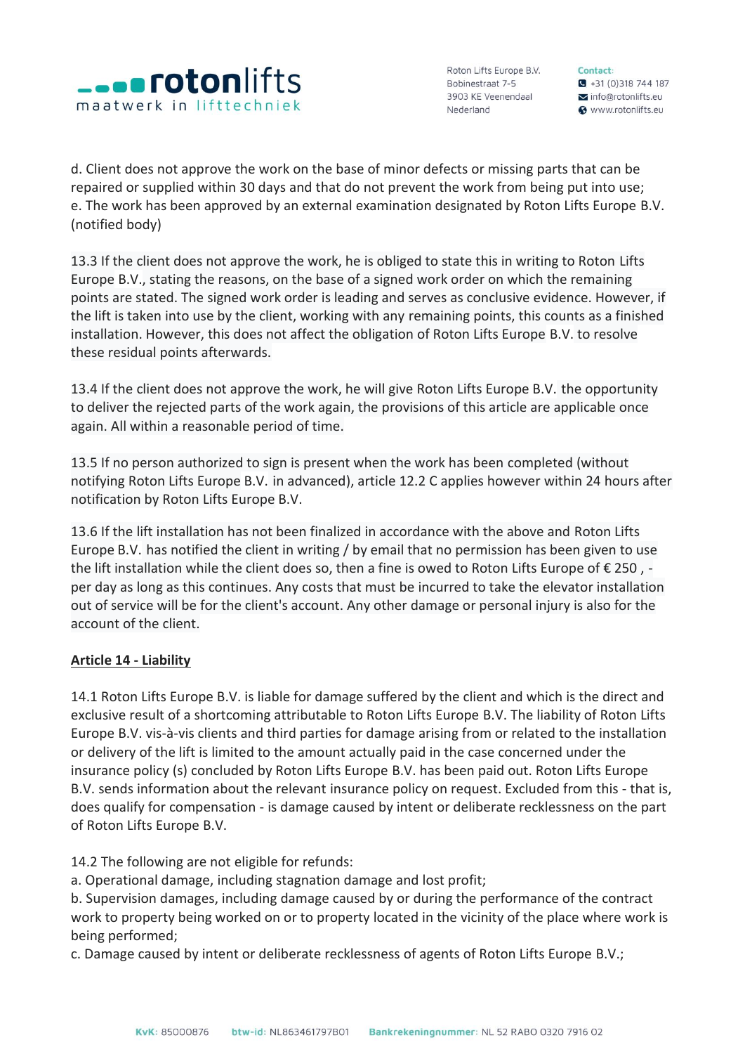d. Client does not approve the work on the base of minor defects or missing parts that can be repaired or supplied within 30 days and that do not prevent the work from being put into use;
e. The work has been approved by an external examination designated by Roton Lifts Europe B.V. (notified body)

13.3 If the client does not approve the work, he is obliged to state this in writing to Roton Lifts Europe B.V., stating the reasons, on the base of a signed work order on which the remaining points are stated. The signed work order is leading and serves as conclusive evidence. However, if the lift is taken into use by the client, working with any remaining points, this counts as a finished installation. However, this does not affect the obligation of Roton Lifts Europe B.V. to resolve these residual points afterwards.

13.4 If the client does not approve the work, he will give Roton Lifts Europe B.V. the opportunity to deliver the rejected parts of the work again, the provisions of this article are applicable once again. All within a reasonable period of time.

13.5 If no person authorized to sign is present when the work has been completed (without notifying Roton Lifts Europe B.V. in advanced), article 12.2 C applies however within 24 hours after notification by Roton Lifts Europe B.V.

13.6 If the lift installation has not been finalized in accordance with the above and Roton Lifts Europe B.V. has notified the client in writing / by email that no permission has been given to use the lift installation while the client does so, then a fine is owed to Roton Lifts Europe of € 250 , - per day as long as this continues. Any costs that must be incurred to take the elevator installation out of service will be for the client's account. Any other damage or personal injury is also for the account of the client.

**Article 14 - Liability**

14.1 Roton Lifts Europe B.V. is liable for damage suffered by the client and which is the direct and exclusive result of a shortcoming attributable to Roton Lifts Europe B.V. The liability of Roton Lifts Europe B.V. vis-à-vis clients and third parties for damage arising from or related to the installation or delivery of the lift is limited to the amount actually paid in the case concerned under the insurance policy (s) concluded by Roton Lifts Europe B.V. has been paid out. Roton Lifts Europe B.V. sends information about the relevant insurance policy on request. Excluded from this - that is, does qualify for compensation - is damage caused by intent or deliberate recklessness on the part of Roton Lifts Europe B.V.

14.2 The following are not eligible for refunds:
a. Operational damage, including stagnation damage and lost profit;
b. Supervision damages, including damage caused by or during the performance of the contract work to property being worked on or to property located in the vicinity of the place where work is being performed;
c. Damage caused by intent or deliberate recklessness of agents of Roton Lifts Europe B.V.;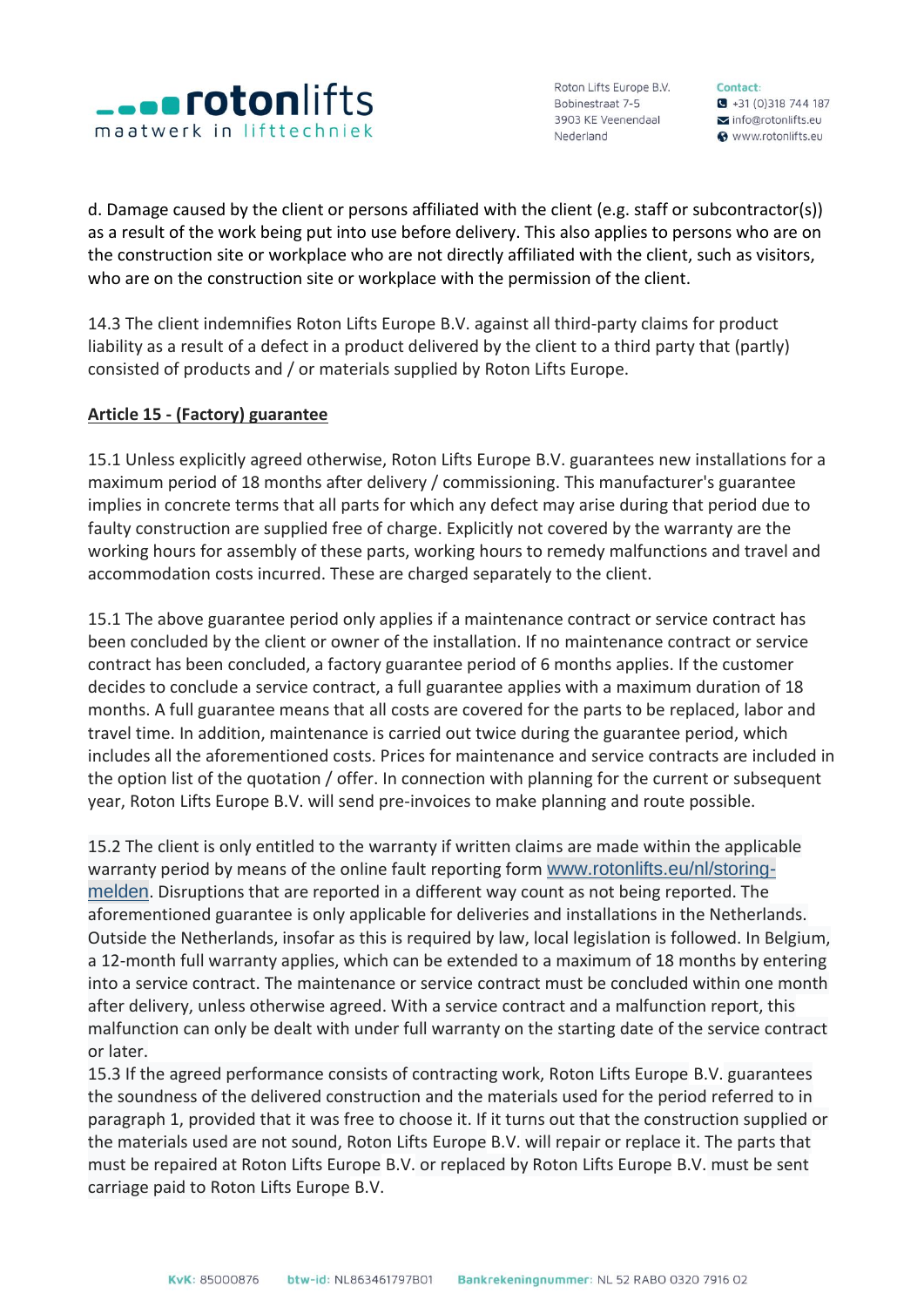d. Damage caused by the client or persons affiliated with the client (e.g. staff or subcontractor(s)) as a result of the work being put into use before delivery. This also applies to persons who are on the construction site or workplace who are not directly affiliated with the client, such as visitors, who are on the construction site or workplace with the permission of the client.

14.3 The client indemnifies Roton Lifts Europe B.V. against all third-party claims for product liability as a result of a defect in a product delivered by the client to a third party that (partly) consisted of products and / or materials supplied by Roton Lifts Europe.

**Article 15 - (Factory) guarantee**

15.1 Unless explicitly agreed otherwise, Roton Lifts Europe B.V. guarantees new installations for a maximum period of 18 months after delivery / commissioning. This manufacturer's guarantee implies in concrete terms that all parts for which any defect may arise during that period due to faulty construction are supplied free of charge. Explicitly not covered by the warranty are the working hours for assembly of these parts, working hours to remedy malfunctions and travel and accommodation costs incurred. These are charged separately to the client.

15.1 The above guarantee period only applies if a maintenance contract or service contract has been concluded by the client or owner of the installation. If no maintenance contract or service contract has been concluded, a factory guarantee period of 6 months applies. If the customer decides to conclude a service contract, a full guarantee applies with a maximum duration of 18 months. A full guarantee means that all costs are covered for the parts to be replaced, labor and travel time. In addition, maintenance is carried out twice during the guarantee period, which includes all the aforementioned costs. Prices for maintenance and service contracts are included in the option list of the quotation / offer. In connection with planning for the current or subsequent year, Roton Lifts Europe B.V. will send pre-invoices to make planning and route possible.

15.2 The client is only entitled to the warranty if written claims are made within the applicable warranty period by means of the online fault reporting form [www.rotonlifts.eu/nl/storing-melden](www.rotonlifts.eu/nl/storing-melden). Disruptions that are reported in a different way count as not being reported. The aforementioned guarantee is only applicable for deliveries and installations in the Netherlands. Outside the Netherlands, insofar as this is required by law, local legislation is followed. In Belgium, a 12-month full warranty applies, which can be extended to a maximum of 18 months by entering into a service contract. The maintenance or service contract must be concluded within one month after delivery, unless otherwise agreed. With a service contract and a malfunction report, this malfunction can only be dealt with under full warranty on the starting date of the service contract or later.

15.3 If the agreed performance consists of contracting work, Roton Lifts Europe B.V. guarantees the soundness of the delivered construction and the materials used for the period referred to in paragraph 1, provided that it was free to choose it. If it turns out that the construction supplied or the materials used are not sound, Roton Lifts Europe B.V. will repair or replace it. The parts that must be repaired at Roton Lifts Europe B.V. or replaced by Roton Lifts Europe B.V. must be sent carriage paid to Roton Lifts Europe B.V.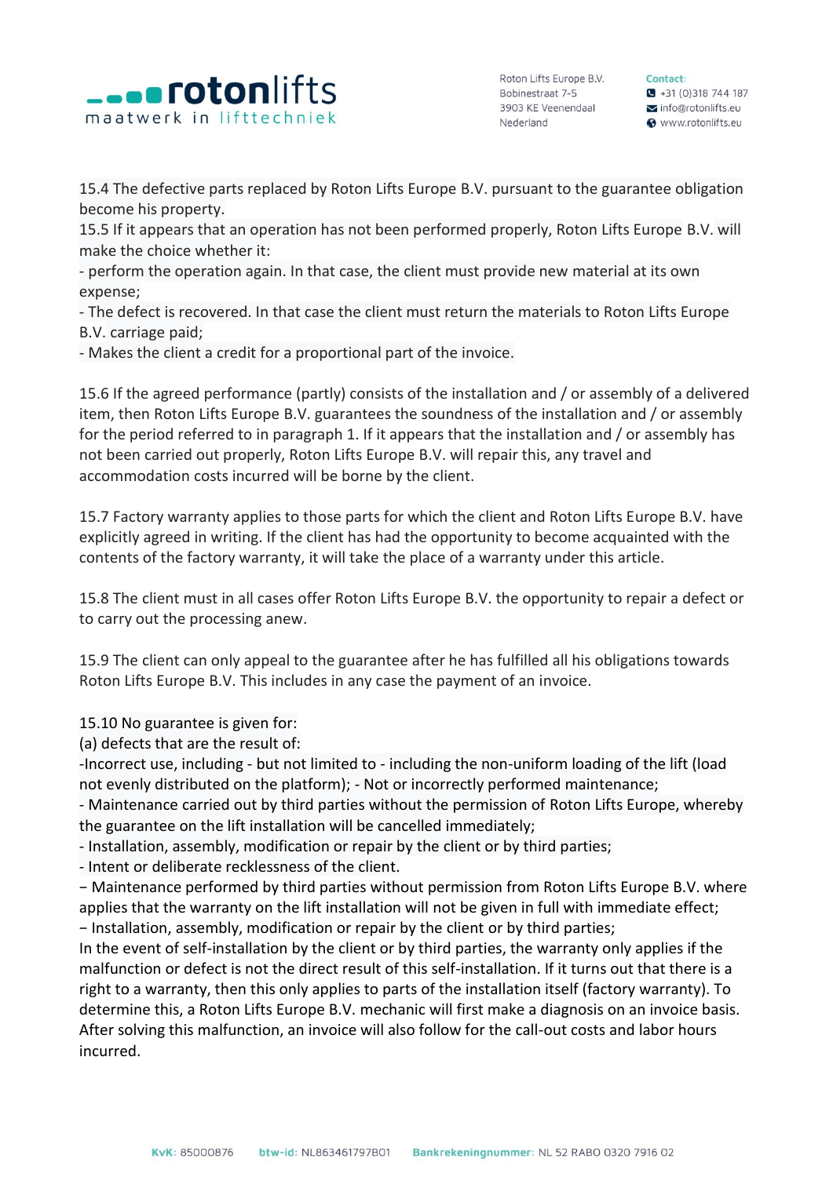15.4 The defective parts replaced by Roton Lifts Europe B.V. pursuant to the guarantee obligation become his property.
15.5 If it appears that an operation has not been performed properly, Roton Lifts Europe B.V. will make the choice whether it:
- perform the operation again. In that case, the client must provide new material at its own expense;
- The defect is recovered. In that case the client must return the materials to Roton Lifts Europe B.V. carriage paid;
- Makes the client a credit for a proportional part of the invoice.

15.6 If the agreed performance (partly) consists of the installation and / or assembly of a delivered item, then Roton Lifts Europe B.V. guarantees the soundness of the installation and / or assembly for the period referred to in paragraph 1. If it appears that the installation and / or assembly has not been carried out properly, Roton Lifts Europe B.V. will repair this, any travel and accommodation costs incurred will be borne by the client.

15.7 Factory warranty applies to those parts for which the client and Roton Lifts Europe B.V. have explicitly agreed in writing. If the client has had the opportunity to become acquainted with the contents of the factory warranty, it will take the place of a warranty under this article.

15.8 The client must in all cases offer Roton Lifts Europe B.V. the opportunity to repair a defect or to carry out the processing anew.

15.9 The client can only appeal to the guarantee after he has fulfilled all his obligations towards Roton Lifts Europe B.V. This includes in any case the payment of an invoice.

15.10 No guarantee is given for:
(a) defects that are the result of:
-Incorrect use, including - but not limited to - including the non-uniform loading of the lift (load not evenly distributed on the platform); - Not or incorrectly performed maintenance;
- Maintenance carried out by third parties without the permission of Roton Lifts Europe, whereby the guarantee on the lift installation will be cancelled immediately;
- Installation, assembly, modification or repair by the client or by third parties;
- Intent or deliberate recklessness of the client.
− Maintenance performed by third parties without permission from Roton Lifts Europe B.V. where applies that the warranty on the lift installation will not be given in full with immediate effect;
− Installation, assembly, modification or repair by the client or by third parties;
In the event of self-installation by the client or by third parties, the warranty only applies if the malfunction or defect is not the direct result of this self-installation. If it turns out that there is a right to a warranty, then this only applies to parts of the installation itself (factory warranty). To determine this, a Roton Lifts Europe B.V. mechanic will first make a diagnosis on an invoice basis. After solving this malfunction, an invoice will also follow for the call-out costs and labor hours incurred.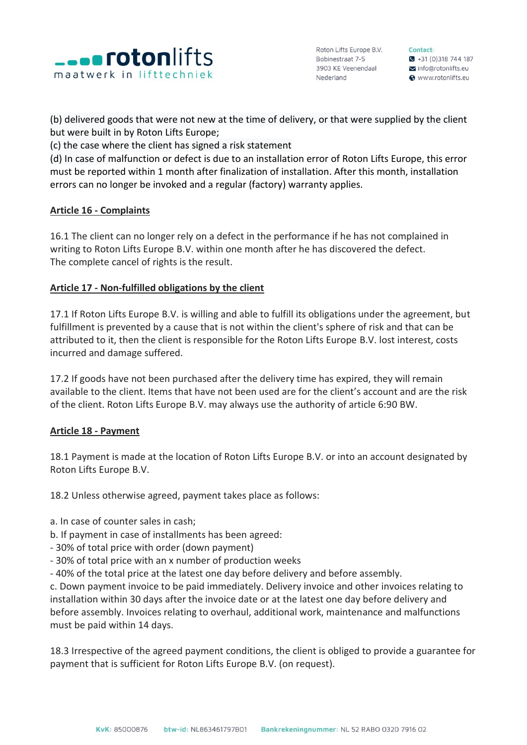(b) delivered goods that were not new at the time of delivery, or that were supplied by the client but were built in by Roton Lifts Europe;
(c) the case where the client has signed a risk statement
(d) In case of malfunction or defect is due to an installation error of Roton Lifts Europe, this error must be reported within 1 month after finalization of installation. After this month, installation errors can no longer be invoked and a regular (factory) warranty applies.

**Article 16 - Complaints**

16.1 The client can no longer rely on a defect in the performance if he has not complained in writing to Roton Lifts Europe B.V. within one month after he has discovered the defect.
The complete cancel of rights is the result.

**Article 17 - Non-fulfilled obligations by the client**

17.1 If Roton Lifts Europe B.V. is willing and able to fulfill its obligations under the agreement, but fulfillment is prevented by a cause that is not within the client's sphere of risk and that can be attributed to it, then the client is responsible for the Roton Lifts Europe B.V. lost interest, costs incurred and damage suffered.

17.2 If goods have not been purchased after the delivery time has expired, they will remain available to the client. Items that have not been used are for the client's account and are the risk of the client. Roton Lifts Europe B.V. may always use the authority of article 6:90 BW.

**Article 18 - Payment**

18.1 Payment is made at the location of Roton Lifts Europe B.V. or into an account designated by Roton Lifts Europe B.V.

18.2 Unless otherwise agreed, payment takes place as follows:

a. In case of counter sales in cash;
b. If payment in case of installments has been agreed:
- 30% of total price with order (down payment)
- 30% of total price with an x number of production weeks
- 40% of the total price at the latest one day before delivery and before assembly.

c. Down payment invoice to be paid immediately. Delivery invoice and other invoices relating to installation within 30 days after the invoice date or at the latest one day before delivery and before assembly. Invoices relating to overhaul, additional work, maintenance and malfunctions must be paid within 14 days.

18.3 Irrespective of the agreed payment conditions, the client is obliged to provide a guarantee for payment that is sufficient for Roton Lifts Europe B.V. (on request).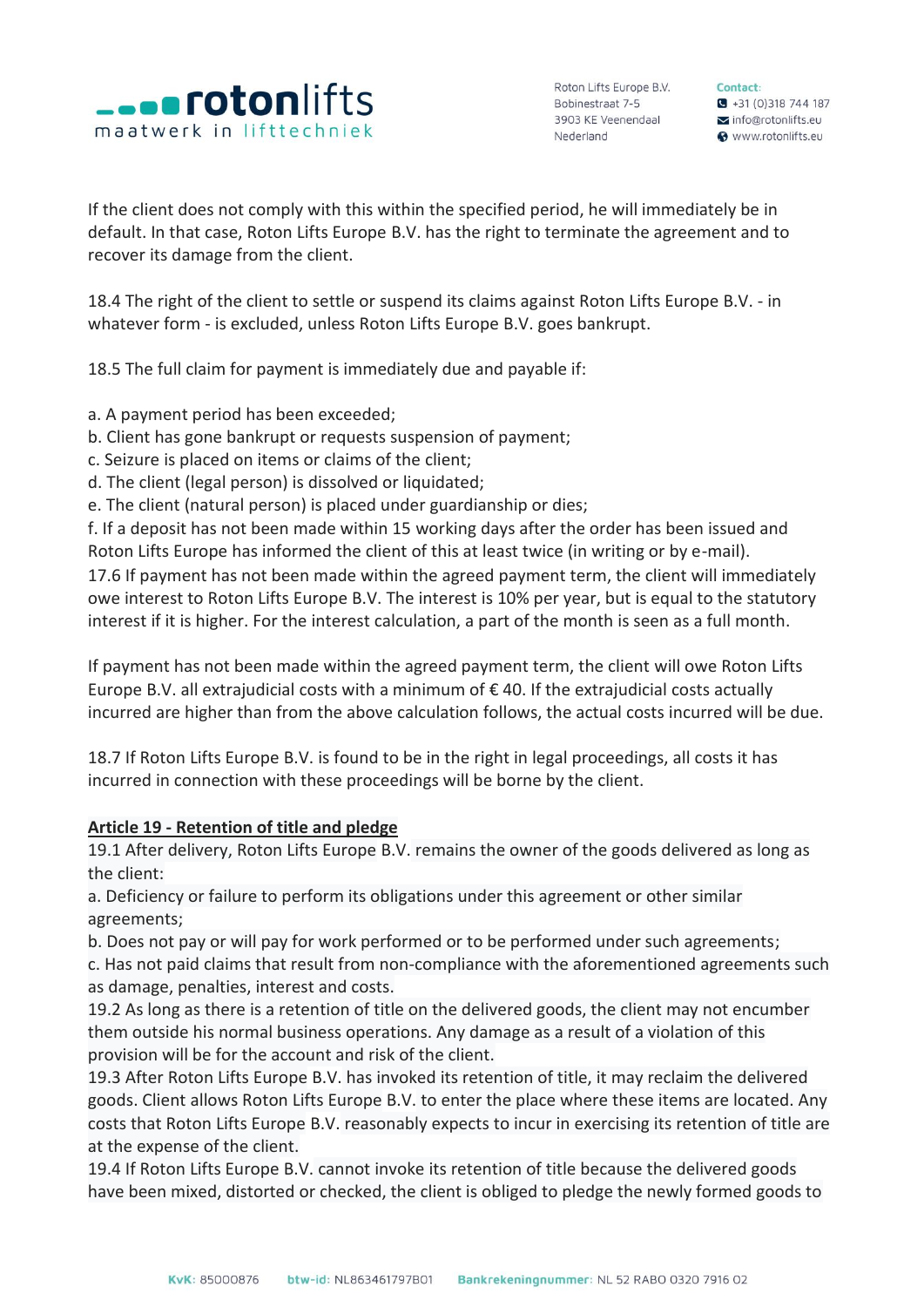If the client does not comply with this within the specified period, he will immediately be in default. In that case, Roton Lifts Europe B.V. has the right to terminate the agreement and to recover its damage from the client.

18.4 The right of the client to settle or suspend its claims against Roton Lifts Europe B.V. - in whatever form - is excluded, unless Roton Lifts Europe B.V. goes bankrupt.

18.5 The full claim for payment is immediately due and payable if:

a. A payment period has been exceeded;
b. Client has gone bankrupt or requests suspension of payment;
c. Seizure is placed on items or claims of the client;
d. The client (legal person) is dissolved or liquidated;
e. The client (natural person) is placed under guardianship or dies;
f. If a deposit has not been made within 15 working days after the order has been issued and Roton Lifts Europe has informed the client of this at least twice (in writing or by e-mail).

17.6 If payment has not been made within the agreed payment term, the client will immediately owe interest to Roton Lifts Europe B.V. The interest is 10% per year, but is equal to the statutory interest if it is higher. For the interest calculation, a part of the month is seen as a full month.

If payment has not been made within the agreed payment term, the client will owe Roton Lifts Europe B.V. all extrajudicial costs with a minimum of € 40. If the extrajudicial costs actually incurred are higher than from the above calculation follows, the actual costs incurred will be due.

18.7 If Roton Lifts Europe B.V. is found to be in the right in legal proceedings, all costs it has incurred in connection with these proceedings will be borne by the client.

**Article 19 - Retention of title and pledge**

19.1 After delivery, Roton Lifts Europe B.V. remains the owner of the goods delivered as long as the client:
a. Deficiency or failure to perform its obligations under this agreement or other similar agreements;
b. Does not pay or will pay for work performed or to be performed under such agreements;
c. Has not paid claims that result from non-compliance with the aforementioned agreements such as damage, penalties, interest and costs.

19.2 As long as there is a retention of title on the delivered goods, the client may not encumber them outside his normal business operations. Any damage as a result of a violation of this provision will be for the account and risk of the client.

19.3 After Roton Lifts Europe B.V. has invoked its retention of title, it may reclaim the delivered goods. Client allows Roton Lifts Europe B.V. to enter the place where these items are located. Any costs that Roton Lifts Europe B.V. reasonably expects to incur in exercising its retention of title are at the expense of the client.

19.4 If Roton Lifts Europe B.V. cannot invoke its retention of title because the delivered goods have been mixed, distorted or checked, the client is obliged to pledge the newly formed goods to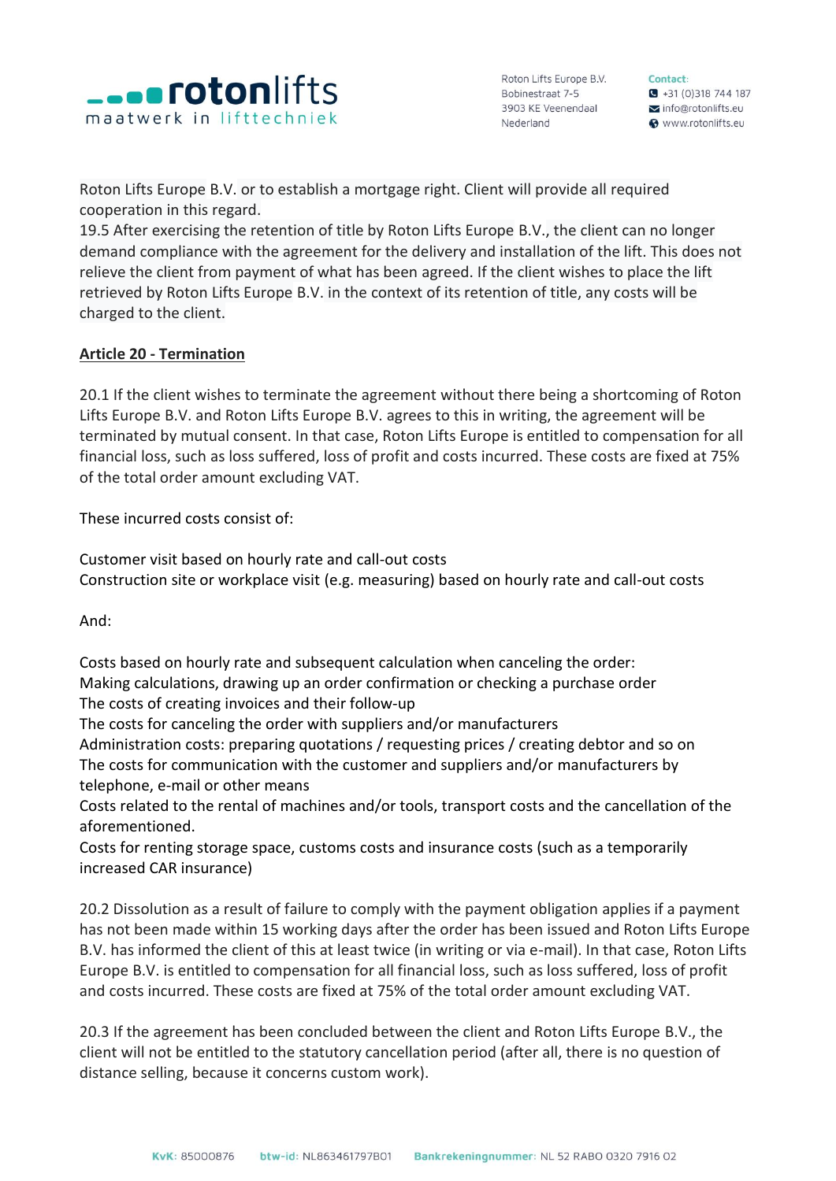Roton Lifts Europe B.V. or to establish a mortgage right. Client will provide all required cooperation in this regard.
19.5 After exercising the retention of title by Roton Lifts Europe B.V., the client can no longer demand compliance with the agreement for the delivery and installation of the lift. This does not relieve the client from payment of what has been agreed. If the client wishes to place the lift retrieved by Roton Lifts Europe B.V. in the context of its retention of title, any costs will be charged to the client.

## Article 20 - Termination

20.1 If the client wishes to terminate the agreement without there being a shortcoming of Roton Lifts Europe B.V. and Roton Lifts Europe B.V. agrees to this in writing, the agreement will be terminated by mutual consent. In that case, Roton Lifts Europe is entitled to compensation for all financial loss, such as loss suffered, loss of profit and costs incurred. These costs are fixed at 75% of the total order amount excluding VAT.

These incurred costs consist of:

Customer visit based on hourly rate and call-out costs
Construction site or workplace visit (e.g. measuring) based on hourly rate and call-out costs

And:

Costs based on hourly rate and subsequent calculation when canceling the order:
Making calculations, drawing up an order confirmation or checking a purchase order
The costs of creating invoices and their follow-up
The costs for canceling the order with suppliers and/or manufacturers
Administration costs: preparing quotations / requesting prices / creating debtor and so on
The costs for communication with the customer and suppliers and/or manufacturers by telephone, e-mail or other means
Costs related to the rental of machines and/or tools, transport costs and the cancellation of the aforementioned.
Costs for renting storage space, customs costs and insurance costs (such as a temporarily increased CAR insurance)

20.2 Dissolution as a result of failure to comply with the payment obligation applies if a payment has not been made within 15 working days after the order has been issued and Roton Lifts Europe B.V. has informed the client of this at least twice (in writing or via e-mail). In that case, Roton Lifts Europe B.V. is entitled to compensation for all financial loss, such as loss suffered, loss of profit and costs incurred. These costs are fixed at 75% of the total order amount excluding VAT.

20.3 If the agreement has been concluded between the client and Roton Lifts Europe B.V., the client will not be entitled to the statutory cancellation period (after all, there is no question of distance selling, because it concerns custom work).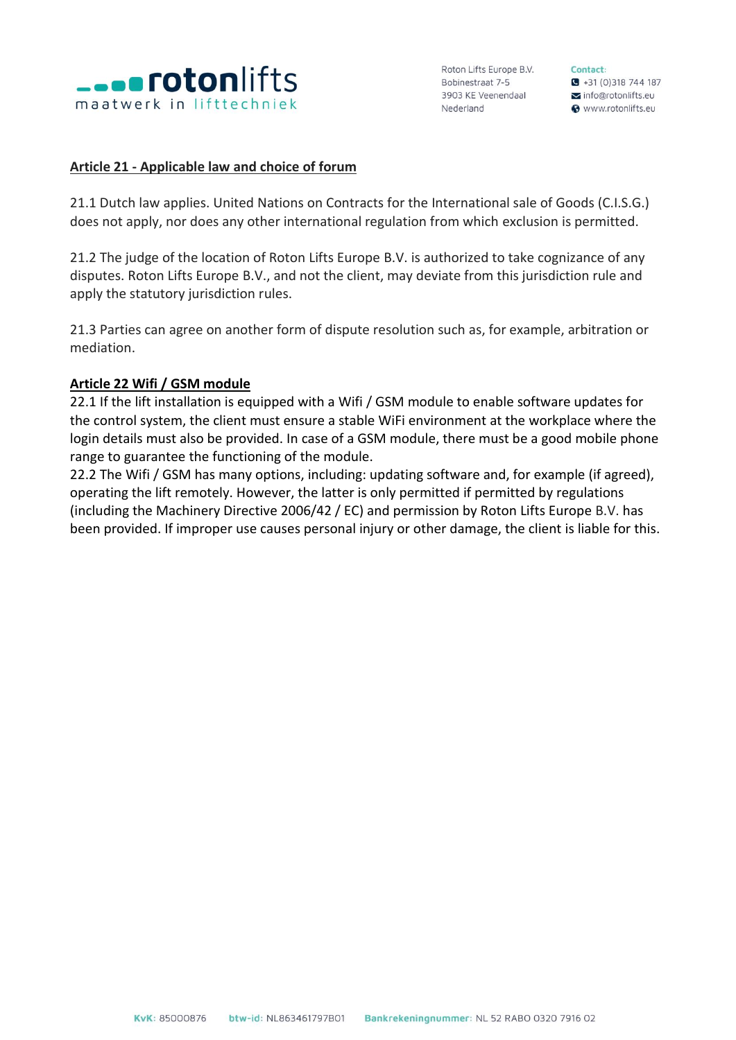## Article 21 - Applicable law and choice of forum

21.1 Dutch law applies. United Nations on Contracts for the International sale of Goods (C.I.S.G.) does not apply, nor does any other international regulation from which exclusion is permitted.

21.2 The judge of the location of Roton Lifts Europe B.V. is authorized to take cognizance of any disputes. Roton Lifts Europe B.V., and not the client, may deviate from this jurisdiction rule and apply the statutory jurisdiction rules.

21.3 Parties can agree on another form of dispute resolution such as, for example, arbitration or mediation.

## Article 22 Wifi / GSM module

22.1 If the lift installation is equipped with a Wifi / GSM module to enable software updates for the control system, the client must ensure a stable WiFi environment at the workplace where the login details must also be provided. In case of a GSM module, there must be a good mobile phone range to guarantee the functioning of the module.

22.2 The Wifi / GSM has many options, including: updating software and, for example (if agreed), operating the lift remotely. However, the latter is only permitted if permitted by regulations (including the Machinery Directive 2006/42 / EC) and permission by Roton Lifts Europe B.V. has been provided. If improper use causes personal injury or other damage, the client is liable for this.